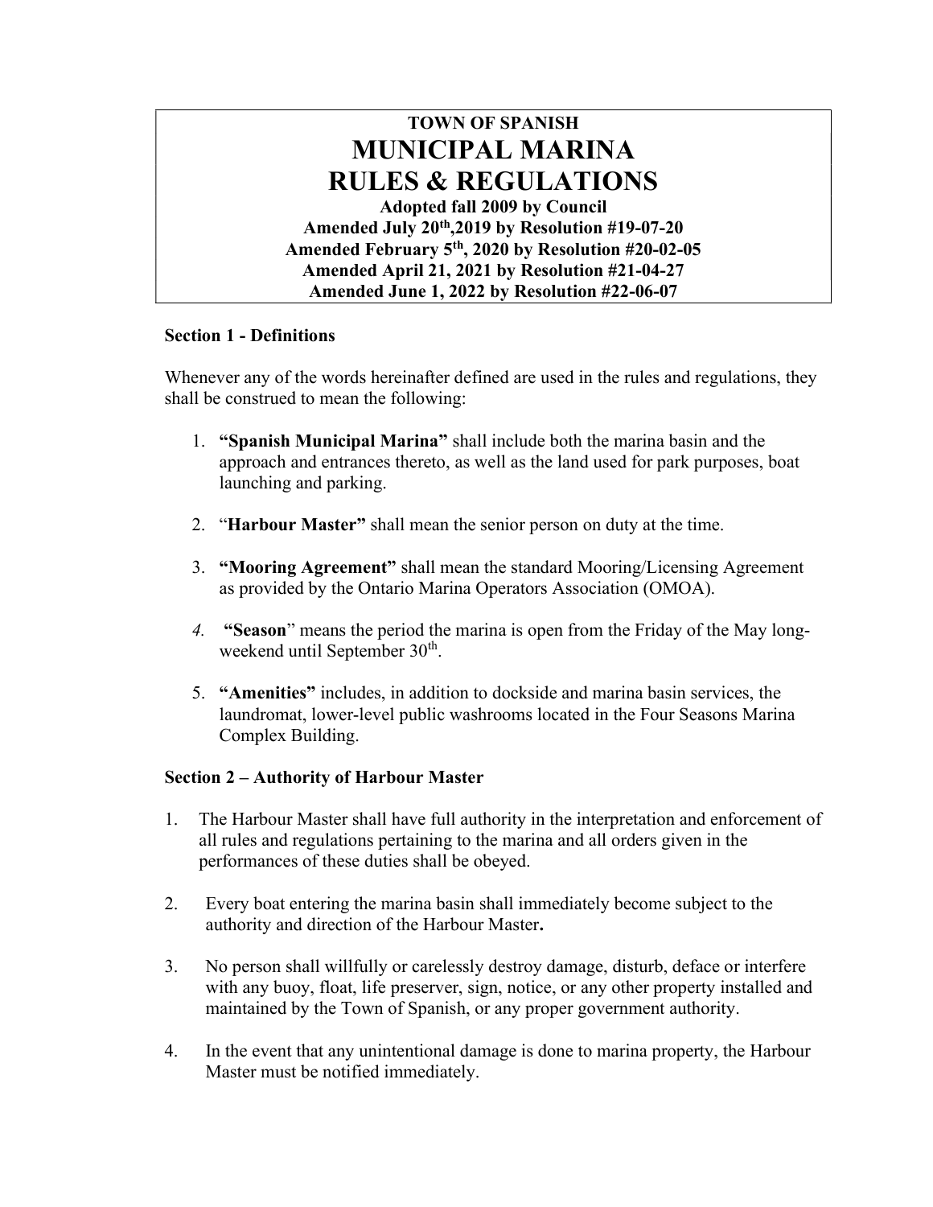# TOWN OF SPANISH
# MUNICIPAL MARINA
# RULES & REGULATIONS

**Adopted fall 2009 by Council**
**Amended July 20th,2019 by Resolution #19-07-20**
**Amended February 5th, 2020 by Resolution #20-02-05**
**Amended April 21, 2021 by Resolution #21-04-27**
**Amended June 1, 2022 by Resolution #22-06-07**

## Section 1 - Definitions

Whenever any of the words hereinafter defined are used in the rules and regulations, they shall be construed to mean the following:

1. **"Spanish Municipal Marina"** shall include both the marina basin and the approach and entrances thereto, as well as the land used for park purposes, boat launching and parking.
2. "**Harbour Master"** shall mean the senior person on duty at the time.
3. **"Mooring Agreement"** shall mean the standard Mooring/Licensing Agreement as provided by the Ontario Marina Operators Association (OMOA).
4. **"Season**" means the period the marina is open from the Friday of the May long-weekend until September 30th.
5. **"Amenities"** includes, in addition to dockside and marina basin services, the laundromat, lower-level public washrooms located in the Four Seasons Marina Complex Building.

## Section 2 – Authority of Harbour Master

1. The Harbour Master shall have full authority in the interpretation and enforcement of all rules and regulations pertaining to the marina and all orders given in the performances of these duties shall be obeyed.
2. Every boat entering the marina basin shall immediately become subject to the authority and direction of the Harbour Master**.**
3. No person shall willfully or carelessly destroy damage, disturb, deface or interfere with any buoy, float, life preserver, sign, notice, or any other property installed and maintained by the Town of Spanish, or any proper government authority.
4. In the event that any unintentional damage is done to marina property, the Harbour Master must be notified immediately.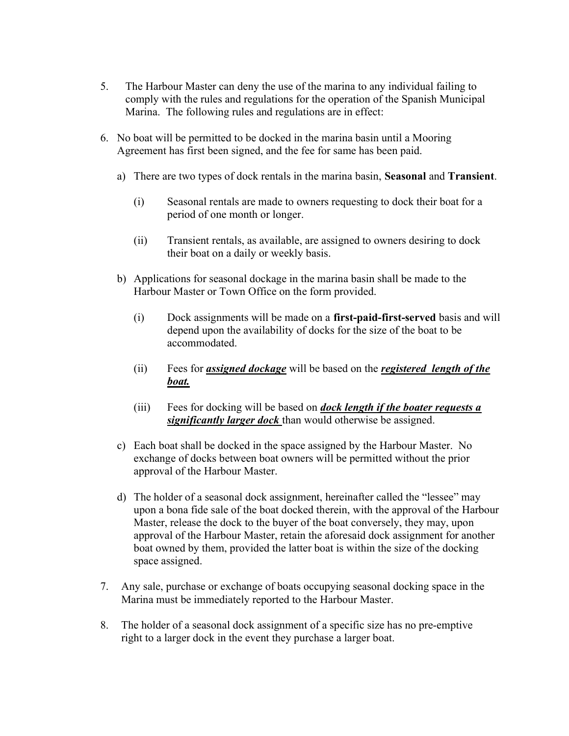5. The Harbour Master can deny the use of the marina to any individual failing to comply with the rules and regulations for the operation of the Spanish Municipal Marina. The following rules and regulations are in effect:

6. No boat will be permitted to be docked in the marina basin until a Mooring Agreement has first been signed, and the fee for same has been paid.

   a) There are two types of dock rentals in the marina basin, **Seasonal** and **Transient**.

      (i) Seasonal rentals are made to owners requesting to dock their boat for a period of one month or longer.

      (ii) Transient rentals, as available, are assigned to owners desiring to dock their boat on a daily or weekly basis.

   b) Applications for seasonal dockage in the marina basin shall be made to the Harbour Master or Town Office on the form provided.

      (i) Dock assignments will be made on a **first-paid-first-served** basis and will depend upon the availability of docks for the size of the boat to be accommodated.

      (ii) Fees for ***<u>assigned dockage</u>*** will be based on the ***<u>registered length of the boat.</u>***

      (iii) Fees for docking will be based on ***<u>dock length if the boater requests a significantly larger dock</u>*** than would otherwise be assigned.

   c) Each boat shall be docked in the space assigned by the Harbour Master. No exchange of docks between boat owners will be permitted without the prior approval of the Harbour Master.

   d) The holder of a seasonal dock assignment, hereinafter called the "lessee" may upon a bona fide sale of the boat docked therein, with the approval of the Harbour Master, release the dock to the buyer of the boat conversely, they may, upon approval of the Harbour Master, retain the aforesaid dock assignment for another boat owned by them, provided the latter boat is within the size of the docking space assigned.

7. Any sale, purchase or exchange of boats occupying seasonal docking space in the Marina must be immediately reported to the Harbour Master.

8. The holder of a seasonal dock assignment of a specific size has no pre-emptive right to a larger dock in the event they purchase a larger boat.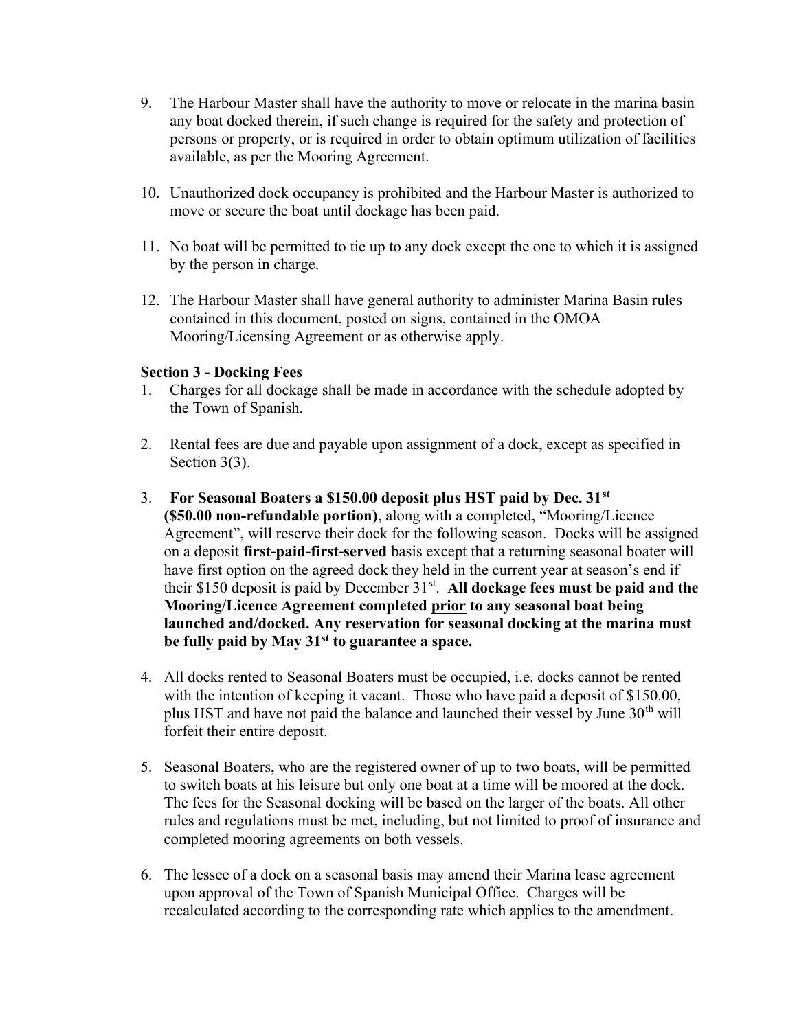9. The Harbour Master shall have the authority to move or relocate in the marina basin any boat docked therein, if such change is required for the safety and protection of persons or property, or is required in order to obtain optimum utilization of facilities available, as per the Mooring Agreement.

10. Unauthorized dock occupancy is prohibited and the Harbour Master is authorized to move or secure the boat until dockage has been paid.

11. No boat will be permitted to tie up to any dock except the one to which it is assigned by the person in charge.

12. The Harbour Master shall have general authority to administer Marina Basin rules contained in this document, posted on signs, contained in the OMOA Mooring/Licensing Agreement or as otherwise apply.

**Section 3 - Docking Fees**

1. Charges for all dockage shall be made in accordance with the schedule adopted by the Town of Spanish.

2. Rental fees are due and payable upon assignment of a dock, except as specified in Section 3(3).

3. **For Seasonal Boaters a $150.00 deposit plus HST paid by Dec. 31st ($50.00 non-refundable portion)**, along with a completed, "Mooring/Licence Agreement", will reserve their dock for the following season. Docks will be assigned on a deposit **first-paid-first-served** basis except that a returning seasonal boater will have first option on the agreed dock they held in the current year at season's end if their $150 deposit is paid by December 31st. **All dockage fees must be paid and the Mooring/Licence Agreement completed <u>prior</u> to any seasonal boat being launched and/docked. Any reservation for seasonal docking at the marina must be fully paid by May 31st to guarantee a space.**

4. All docks rented to Seasonal Boaters must be occupied, i.e. docks cannot be rented with the intention of keeping it vacant. Those who have paid a deposit of $150.00, plus HST and have not paid the balance and launched their vessel by June 30th will forfeit their entire deposit.

5. Seasonal Boaters, who are the registered owner of up to two boats, will be permitted to switch boats at his leisure but only one boat at a time will be moored at the dock. The fees for the Seasonal docking will be based on the larger of the boats. All other rules and regulations must be met, including, but not limited to proof of insurance and completed mooring agreements on both vessels.

6. The lessee of a dock on a seasonal basis may amend their Marina lease agreement upon approval of the Town of Spanish Municipal Office. Charges will be recalculated according to the corresponding rate which applies to the amendment.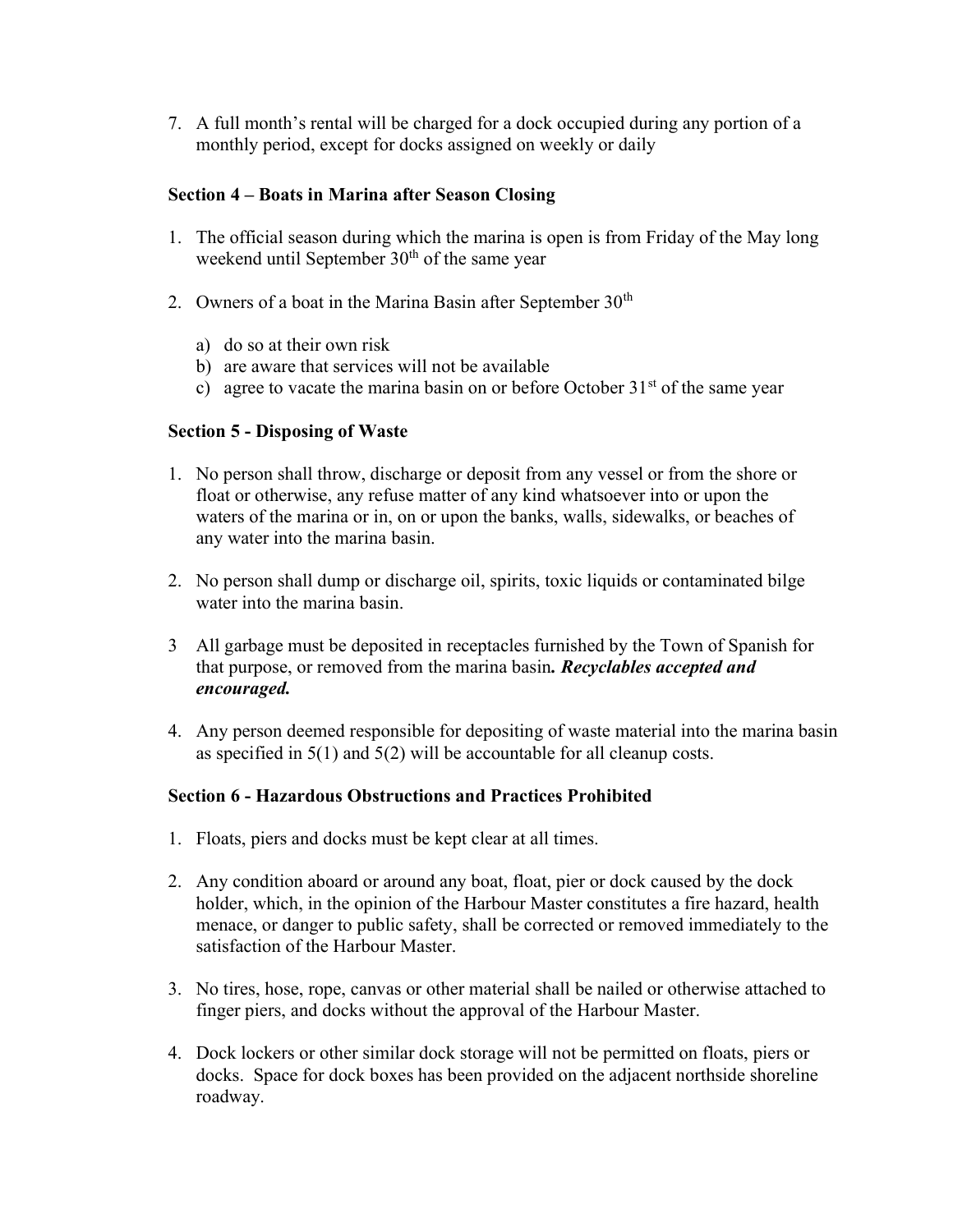7. A full month's rental will be charged for a dock occupied during any portion of a monthly period, except for docks assigned on weekly or daily

**Section 4 – Boats in Marina after Season Closing**

1. The official season during which the marina is open is from Friday of the May long weekend until September 30th of the same year

2. Owners of a boat in the Marina Basin after September 30th

   a) do so at their own risk
   b) are aware that services will not be available
   c) agree to vacate the marina basin on or before October 31st of the same year

**Section 5 - Disposing of Waste**

1. No person shall throw, discharge or deposit from any vessel or from the shore or float or otherwise, any refuse matter of any kind whatsoever into or upon the waters of the marina or in, on or upon the banks, walls, sidewalks, or beaches of any water into the marina basin.

2. No person shall dump or discharge oil, spirits, toxic liquids or contaminated bilge water into the marina basin.

3 All garbage must be deposited in receptacles furnished by the Town of Spanish for that purpose, or removed from the marina basin***. Recyclables accepted and encouraged.***

4. Any person deemed responsible for depositing of waste material into the marina basin as specified in 5(1) and 5(2) will be accountable for all cleanup costs.

**Section 6 - Hazardous Obstructions and Practices Prohibited**

1. Floats, piers and docks must be kept clear at all times.

2. Any condition aboard or around any boat, float, pier or dock caused by the dock holder, which, in the opinion of the Harbour Master constitutes a fire hazard, health menace, or danger to public safety, shall be corrected or removed immediately to the satisfaction of the Harbour Master.

3. No tires, hose, rope, canvas or other material shall be nailed or otherwise attached to finger piers, and docks without the approval of the Harbour Master.

4. Dock lockers or other similar dock storage will not be permitted on floats, piers or docks. Space for dock boxes has been provided on the adjacent northside shoreline roadway.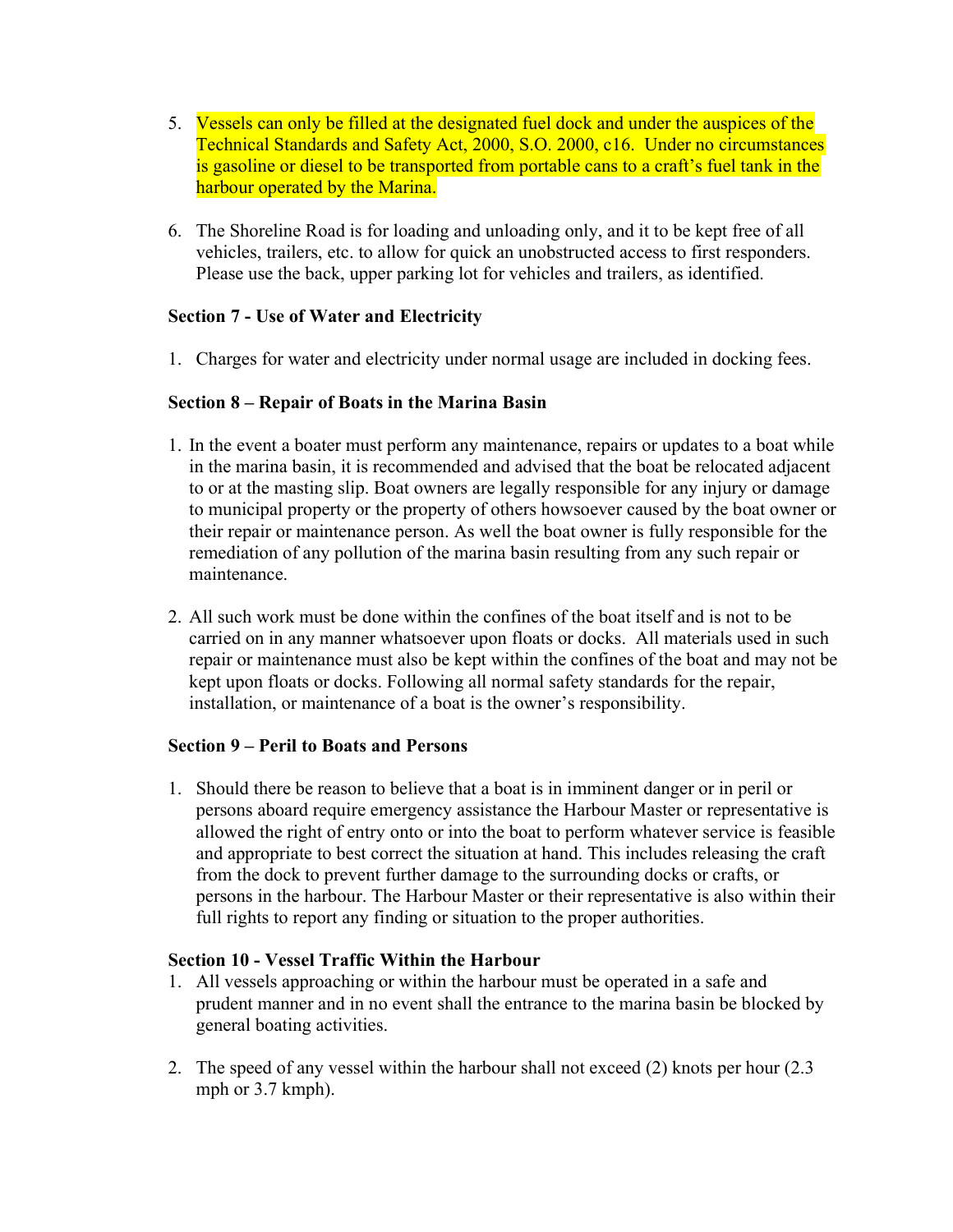5. Vessels can only be filled at the designated fuel dock and under the auspices of the Technical Standards and Safety Act, 2000, S.O. 2000, c16. Under no circumstances is gasoline or diesel to be transported from portable cans to a craft's fuel tank in the harbour operated by the Marina.

6. The Shoreline Road is for loading and unloading only, and it to be kept free of all vehicles, trailers, etc. to allow for quick an unobstructed access to first responders. Please use the back, upper parking lot for vehicles and trailers, as identified.

**Section 7 - Use of Water and Electricity**

1. Charges for water and electricity under normal usage are included in docking fees.

**Section 8 – Repair of Boats in the Marina Basin**

1. In the event a boater must perform any maintenance, repairs or updates to a boat while in the marina basin, it is recommended and advised that the boat be relocated adjacent to or at the masting slip. Boat owners are legally responsible for any injury or damage to municipal property or the property of others howsoever caused by the boat owner or their repair or maintenance person. As well the boat owner is fully responsible for the remediation of any pollution of the marina basin resulting from any such repair or maintenance.

2. All such work must be done within the confines of the boat itself and is not to be carried on in any manner whatsoever upon floats or docks. All materials used in such repair or maintenance must also be kept within the confines of the boat and may not be kept upon floats or docks. Following all normal safety standards for the repair, installation, or maintenance of a boat is the owner's responsibility.

**Section 9 – Peril to Boats and Persons**

1. Should there be reason to believe that a boat is in imminent danger or in peril or persons aboard require emergency assistance the Harbour Master or representative is allowed the right of entry onto or into the boat to perform whatever service is feasible and appropriate to best correct the situation at hand. This includes releasing the craft from the dock to prevent further damage to the surrounding docks or crafts, or persons in the harbour. The Harbour Master or their representative is also within their full rights to report any finding or situation to the proper authorities.

**Section 10 - Vessel Traffic Within the Harbour**

1. All vessels approaching or within the harbour must be operated in a safe and prudent manner and in no event shall the entrance to the marina basin be blocked by general boating activities.

2. The speed of any vessel within the harbour shall not exceed (2) knots per hour (2.3 mph or 3.7 kmph).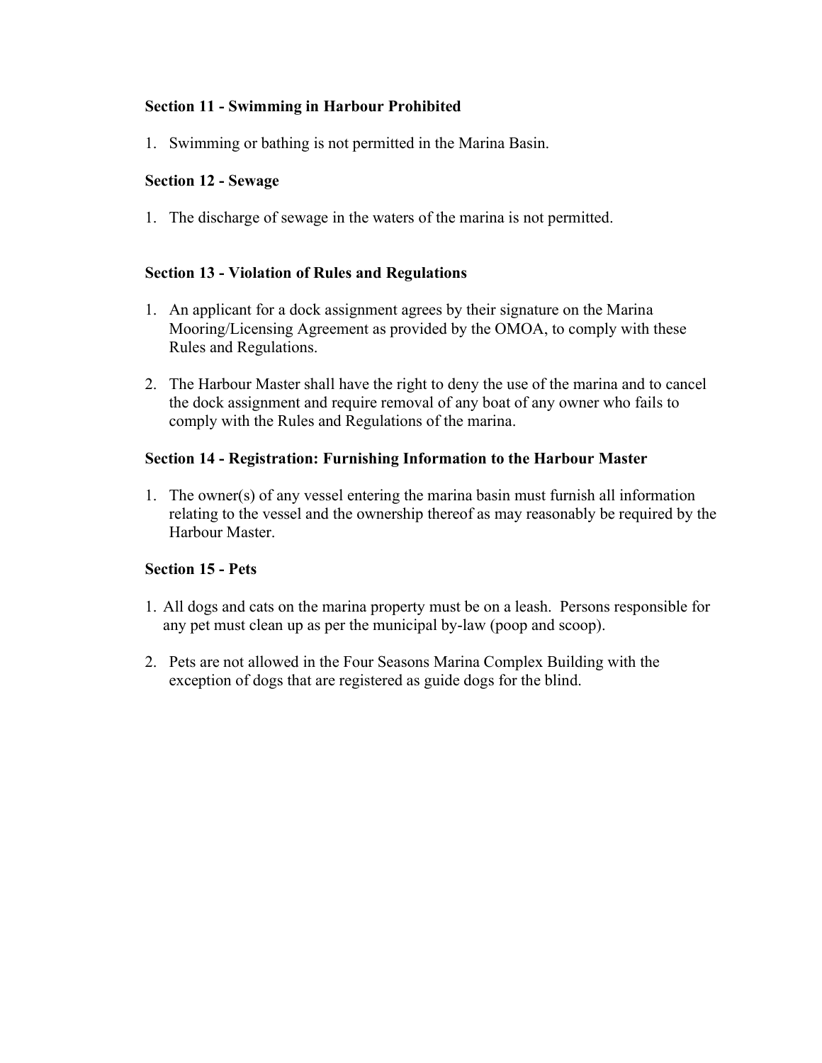**Section 11 - Swimming in Harbour Prohibited**

1. Swimming or bathing is not permitted in the Marina Basin.

**Section 12 - Sewage**

1. The discharge of sewage in the waters of the marina is not permitted.

**Section 13 - Violation of Rules and Regulations**

1. An applicant for a dock assignment agrees by their signature on the Marina Mooring/Licensing Agreement as provided by the OMOA, to comply with these Rules and Regulations.

2. The Harbour Master shall have the right to deny the use of the marina and to cancel the dock assignment and require removal of any boat of any owner who fails to comply with the Rules and Regulations of the marina.

**Section 14 - Registration: Furnishing Information to the Harbour Master**

1. The owner(s) of any vessel entering the marina basin must furnish all information relating to the vessel and the ownership thereof as may reasonably be required by the Harbour Master.

**Section 15 - Pets**

1. All dogs and cats on the marina property must be on a leash. Persons responsible for any pet must clean up as per the municipal by-law (poop and scoop).

2. Pets are not allowed in the Four Seasons Marina Complex Building with the exception of dogs that are registered as guide dogs for the blind.